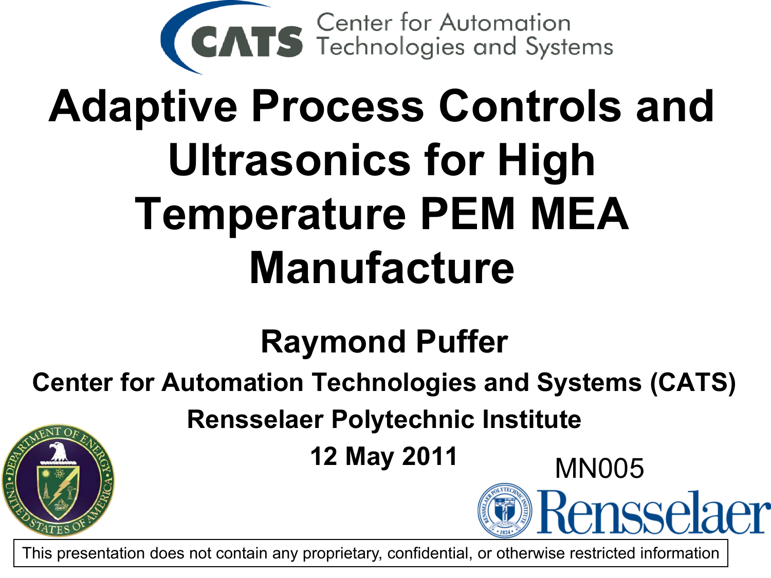CATS Center for Automation Technologies and Systems

# Adaptive Process Controls and Ultrasonics for High Temperature PEM MEA Manufacture

**Raymond Puffer**

**Center for Automation Technologies and Systems (CATS)**

**Rensselaer Polytechnic Institute**

**12 May 2011**

MN005

Rensselaer

This presentation does not contain any proprietary, confidential, or otherwise restricted information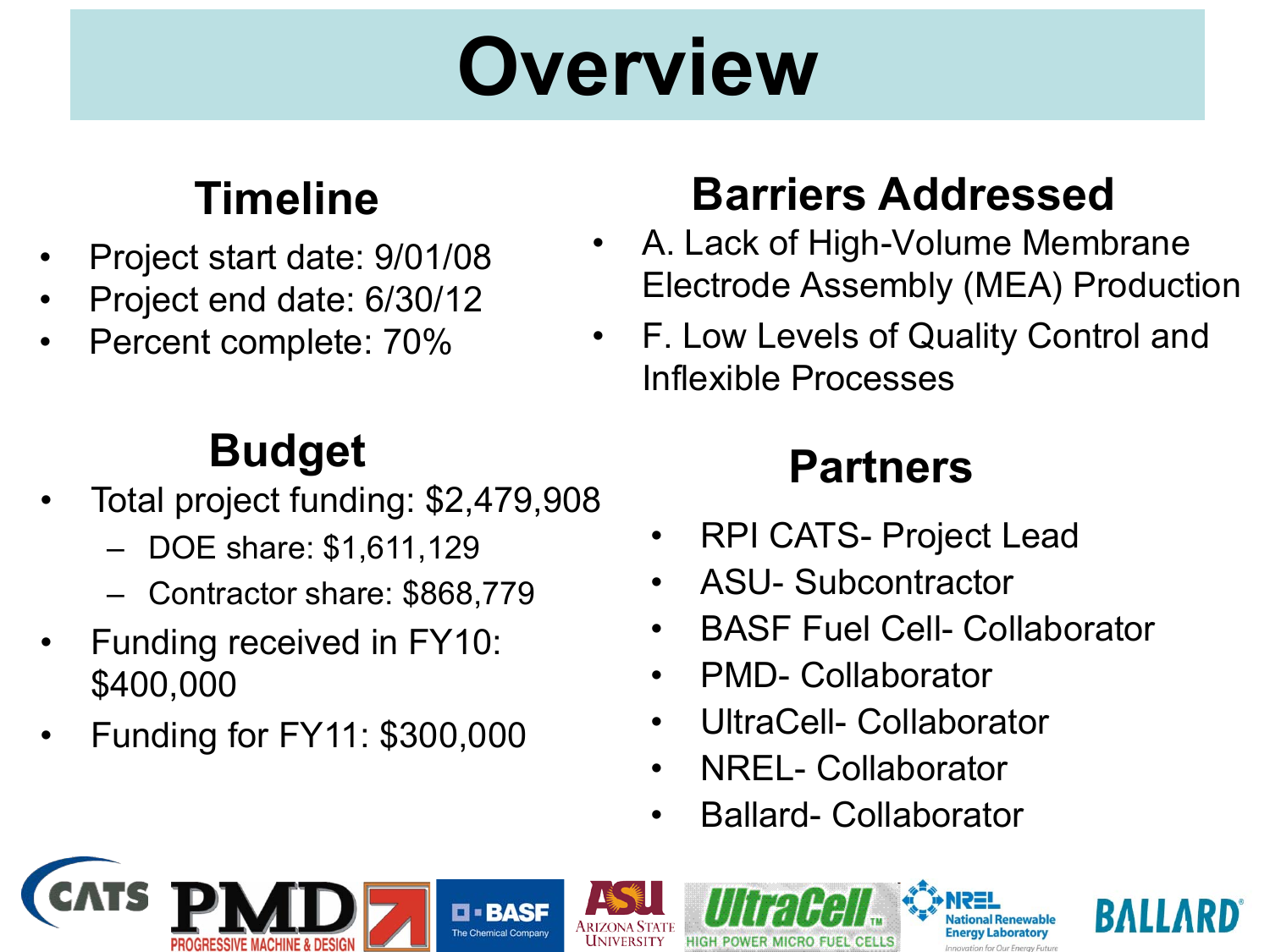# Overview

## Timeline

- Project start date: 9/01/08
- Project end date: 6/30/12
- Percent complete: 70%

## Budget

- Total project funding: $2,479,908
  - DOE share: $1,611,129
  - Contractor share: $868,779
- Funding received in FY10: $400,000
- Funding for FY11: $300,000

## Barriers Addressed

- A. Lack of High-Volume Membrane Electrode Assembly (MEA) Production
- F. Low Levels of Quality Control and Inflexible Processes

## Partners

- RPI CATS- Project Lead
- ASU- Subcontractor
- BASF Fuel Cell- Collaborator
- PMD- Collaborator
- UltraCell- Collaborator
- NREL- Collaborator
- Ballard- Collaborator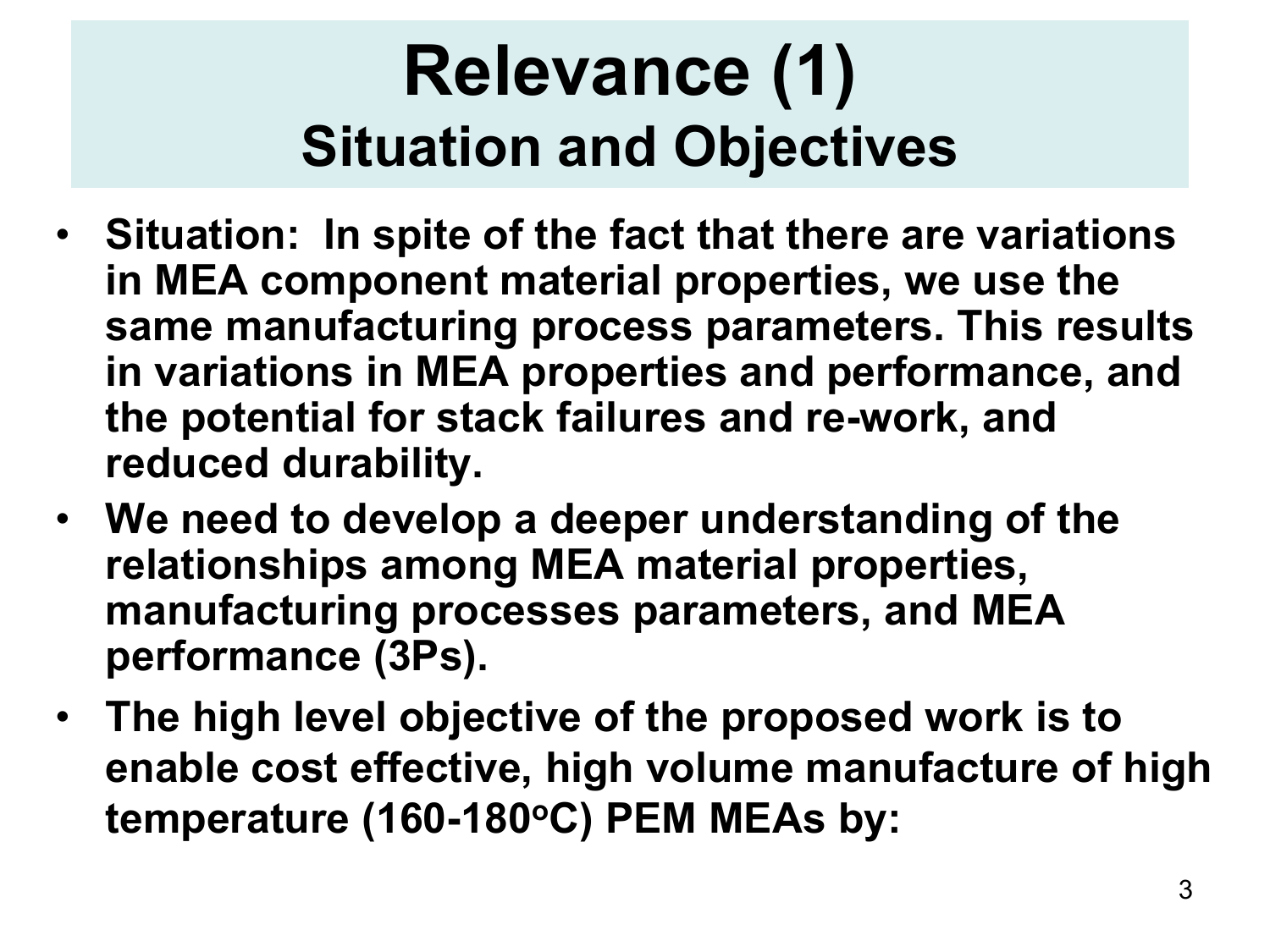# Relevance (1)
## Situation and Objectives

- **Situation: In spite of the fact that there are variations in MEA component material properties, we use the same manufacturing process parameters. This results in variations in MEA properties and performance, and the potential for stack failures and re-work, and reduced durability.**
- **We need to develop a deeper understanding of the relationships among MEA material properties, manufacturing processes parameters, and MEA performance (3Ps).**
- **The high level objective of the proposed work is to enable cost effective, high volume manufacture of high temperature (160-180$^{o}$C) PEM MEAs by:**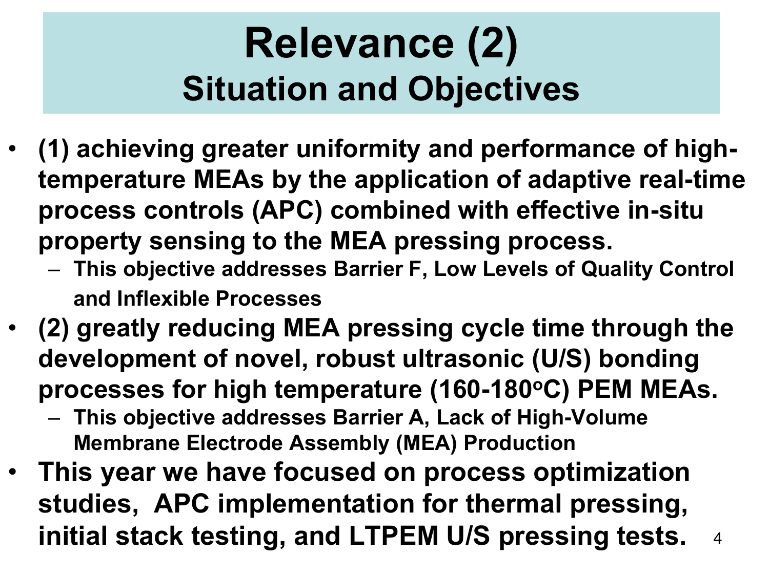# Relevance (2)
## Situation and Objectives

- **(1) achieving greater uniformity and performance of high-temperature MEAs by the application of adaptive real-time process controls (APC) combined with effective in-situ property sensing to the MEA pressing process.**
  - **This objective addresses Barrier F, Low Levels of Quality Control and Inflexible Processes**
- **(2) greatly reducing MEA pressing cycle time through the development of novel, robust ultrasonic (U/S) bonding processes for high temperature (160-180$^{o}$C) PEM MEAs.**
  - **This objective addresses Barrier A, Lack of High-Volume Membrane Electrode Assembly (MEA) Production**
- **This year we have focused on process optimization studies, APC implementation for thermal pressing, initial stack testing, and LTPEM U/S pressing tests.**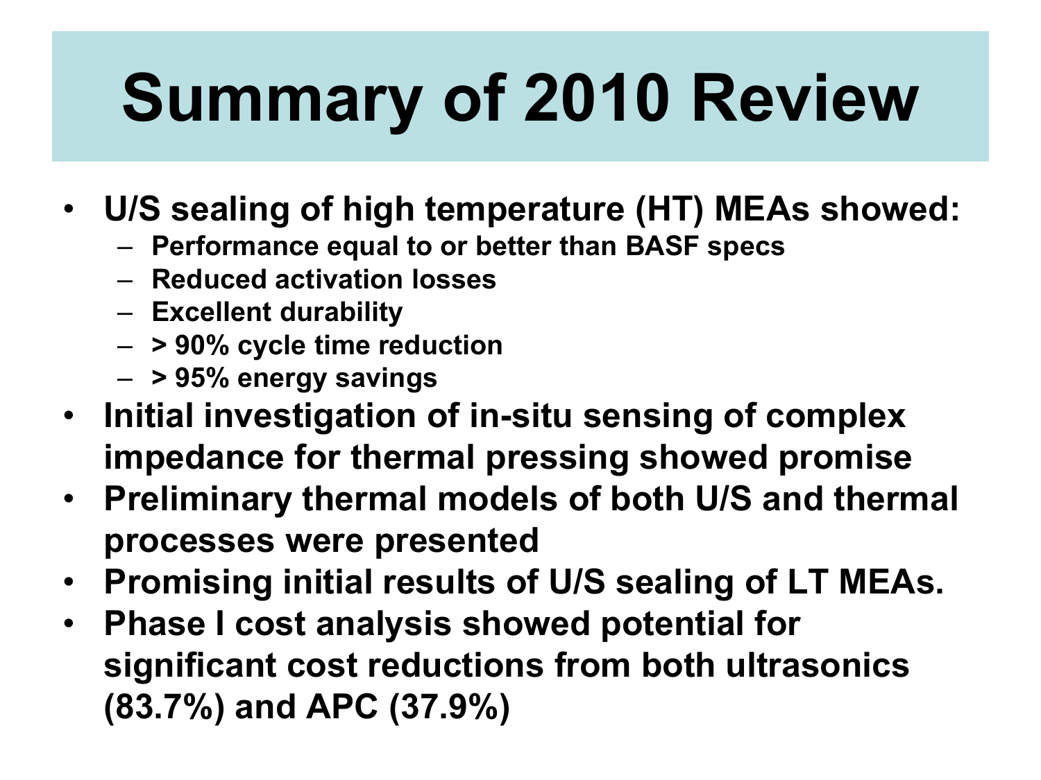# Summary of 2010 Review

- **U/S sealing of high temperature (HT) MEAs showed:**
  - **Performance equal to or better than BASF specs**
  - **Reduced activation losses**
  - **Excellent durability**
  - **> 90% cycle time reduction**
  - **> 95% energy savings**
- **Initial investigation of in-situ sensing of complex impedance for thermal pressing showed promise**
- **Preliminary thermal models of both U/S and thermal processes were presented**
- **Promising initial results of U/S sealing of LT MEAs.**
- **Phase I cost analysis showed potential for significant cost reductions from both ultrasonics (83.7%) and APC (37.9%)**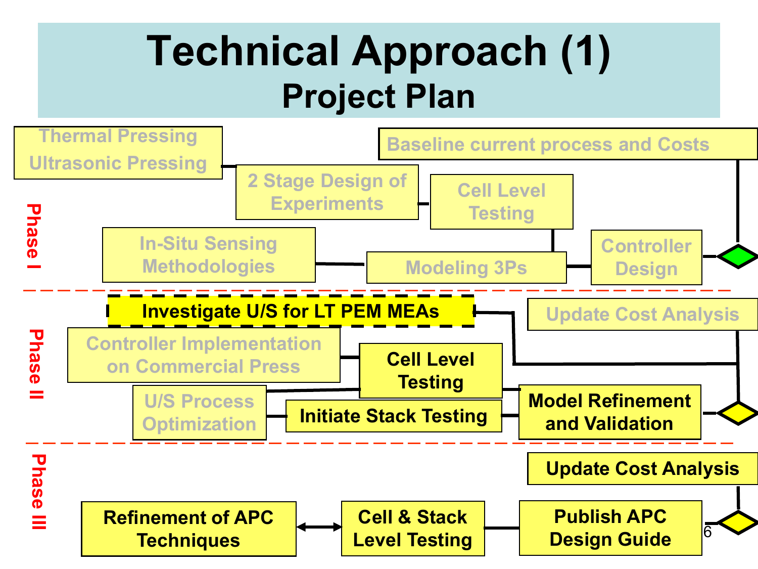# Technical Approach (1)

## Project Plan

### Phase I

- Thermal Pressing / Ultrasonic Pressing
- 2 Stage Design of Experiments
- Cell Level Testing
- Baseline current process and Costs
- In-Situ Sensing Methodologies
- Modeling 3Ps
- Controller Design

### Phase II

- **Investigate U/S for LT PEM MEAs**
- Update Cost Analysis
- Controller Implementation on Commercial Press
- **Cell Level Testing**
- U/S Process Optimization
- **Initiate Stack Testing**
- **Model Refinement and Validation**

### Phase III

- **Update Cost Analysis**
- **Refinement of APC Techniques**
- **Cell & Stack Level Testing**
- **Publish APC Design Guide**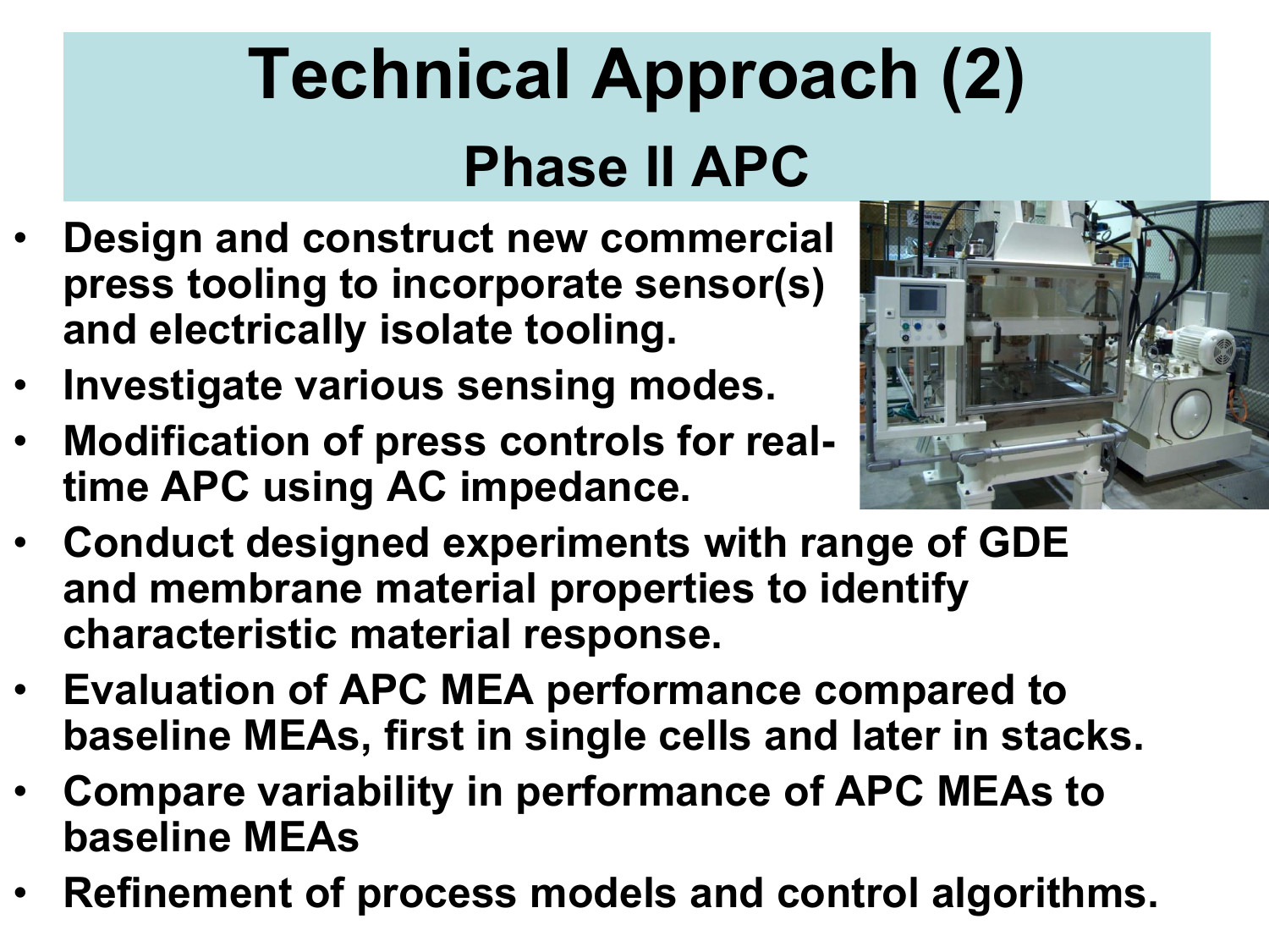# Technical Approach (2)

## Phase II APC

- Design and construct new commercial press tooling to incorporate sensor(s) and electrically isolate tooling.
- Investigate various sensing modes.
- Modification of press controls for real-time APC using AC impedance.
- Conduct designed experiments with range of GDE and membrane material properties to identify characteristic material response.
- Evaluation of APC MEA performance compared to baseline MEAs, first in single cells and later in stacks.
- Compare variability in performance of APC MEAs to baseline MEAs
- Refinement of process models and control algorithms.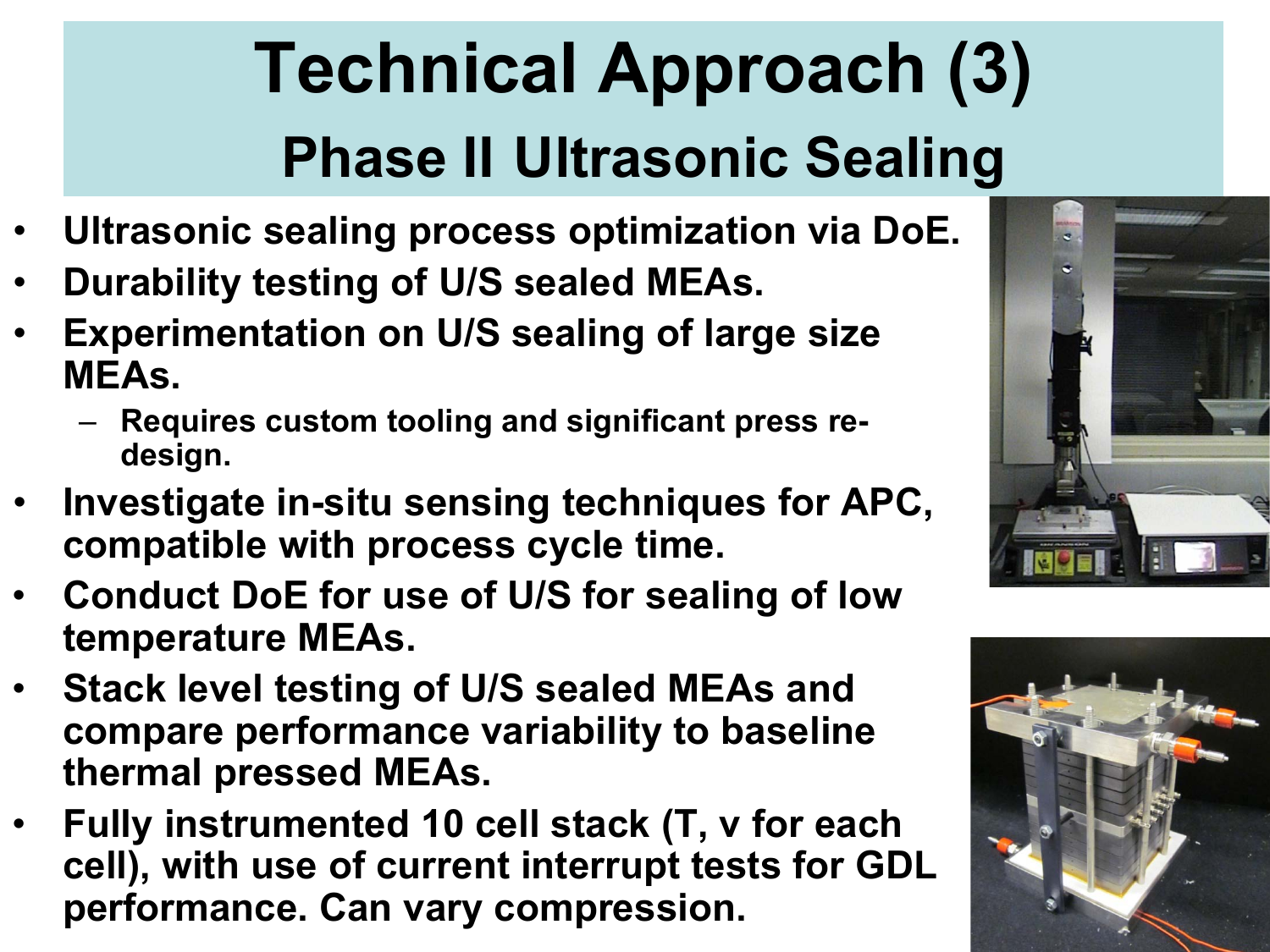# Technical Approach (3)

## Phase II Ultrasonic Sealing

- Ultrasonic sealing process optimization via DoE.
- Durability testing of U/S sealed MEAs.
- Experimentation on U/S sealing of large size MEAs.
  - Requires custom tooling and significant press re-design.
- Investigate in-situ sensing techniques for APC, compatible with process cycle time.
- Conduct DoE for use of U/S for sealing of low temperature MEAs.
- Stack level testing of U/S sealed MEAs and compare performance variability to baseline thermal pressed MEAs.
- Fully instrumented 10 cell stack (T, v for each cell), with use of current interrupt tests for GDL performance. Can vary compression.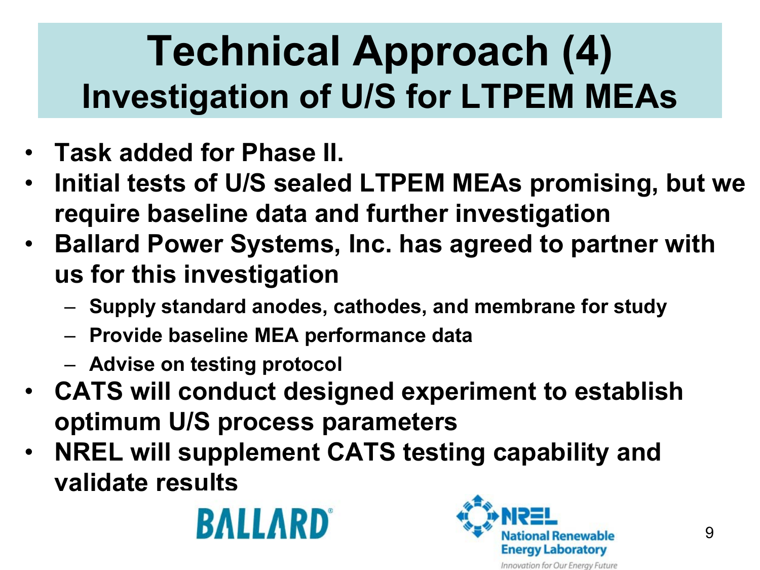# Technical Approach (4)
## Investigation of U/S for LTPEM MEAs

- **Task added for Phase II.**
- **Initial tests of U/S sealed LTPEM MEAs promising, but we require baseline data and further investigation**
- **Ballard Power Systems, Inc. has agreed to partner with us for this investigation**
  - **Supply standard anodes, cathodes, and membrane for study**
  - **Provide baseline MEA performance data**
  - **Advise on testing protocol**
- **CATS will conduct designed experiment to establish optimum U/S process parameters**
- **NREL will supplement CATS testing capability and validate results**

BALLARD

NREL National Renewable Energy Laboratory

Innovation for Our Energy Future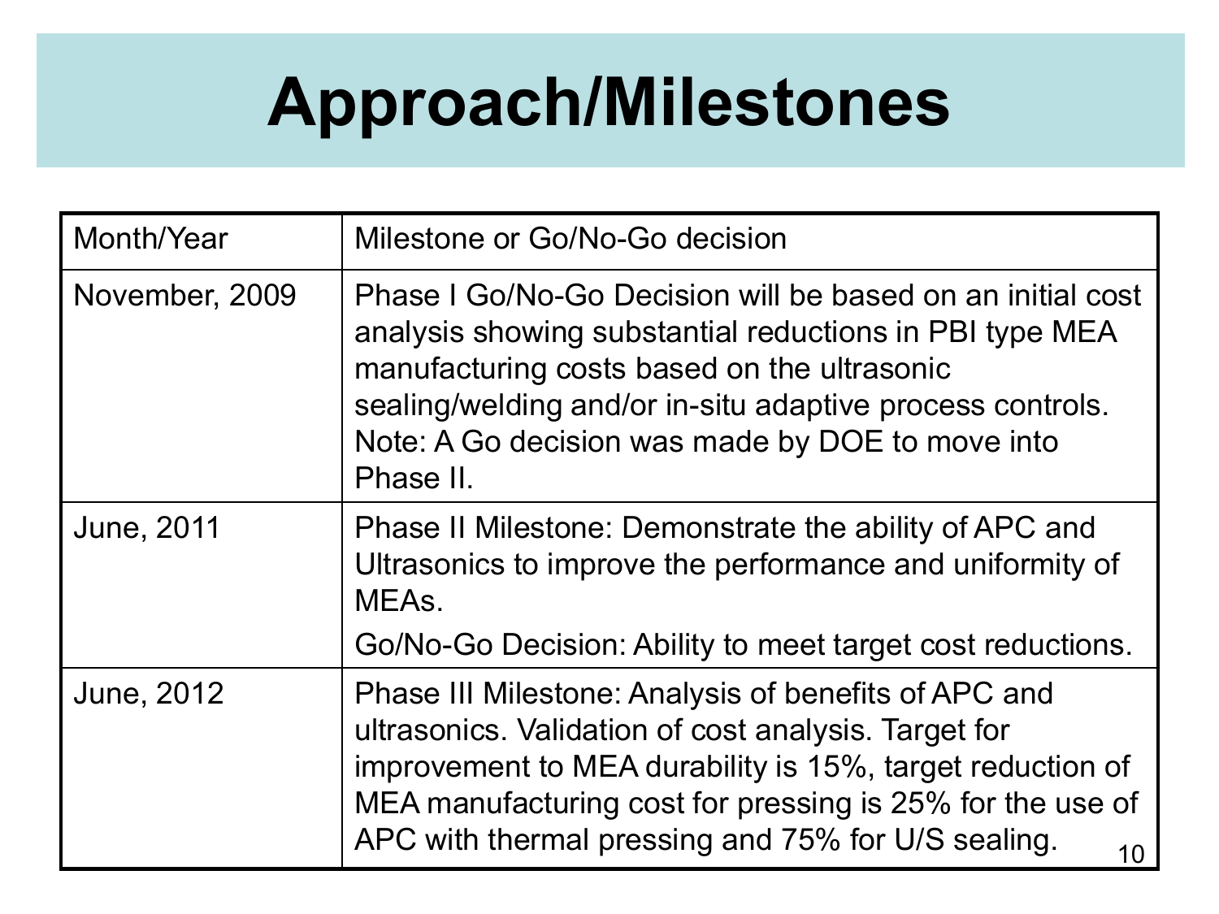# Approach/Milestones

| Month/Year | Milestone or Go/No-Go decision |
|---|---|
| November, 2009 | Phase I Go/No-Go Decision will be based on an initial cost analysis showing substantial reductions in PBI type MEA manufacturing costs based on the ultrasonic sealing/welding and/or in-situ adaptive process controls. Note: A Go decision was made by DOE to move into Phase II. |
| June, 2011 | Phase II Milestone: Demonstrate the ability of APC and Ultrasonics to improve the performance and uniformity of MEAs. Go/No-Go Decision: Ability to meet target cost reductions. |
| June, 2012 | Phase III Milestone: Analysis of benefits of APC and ultrasonics. Validation of cost analysis. Target for improvement to MEA durability is 15%, target reduction of MEA manufacturing cost for pressing is 25% for the use of APC with thermal pressing and 75% for U/S sealing. |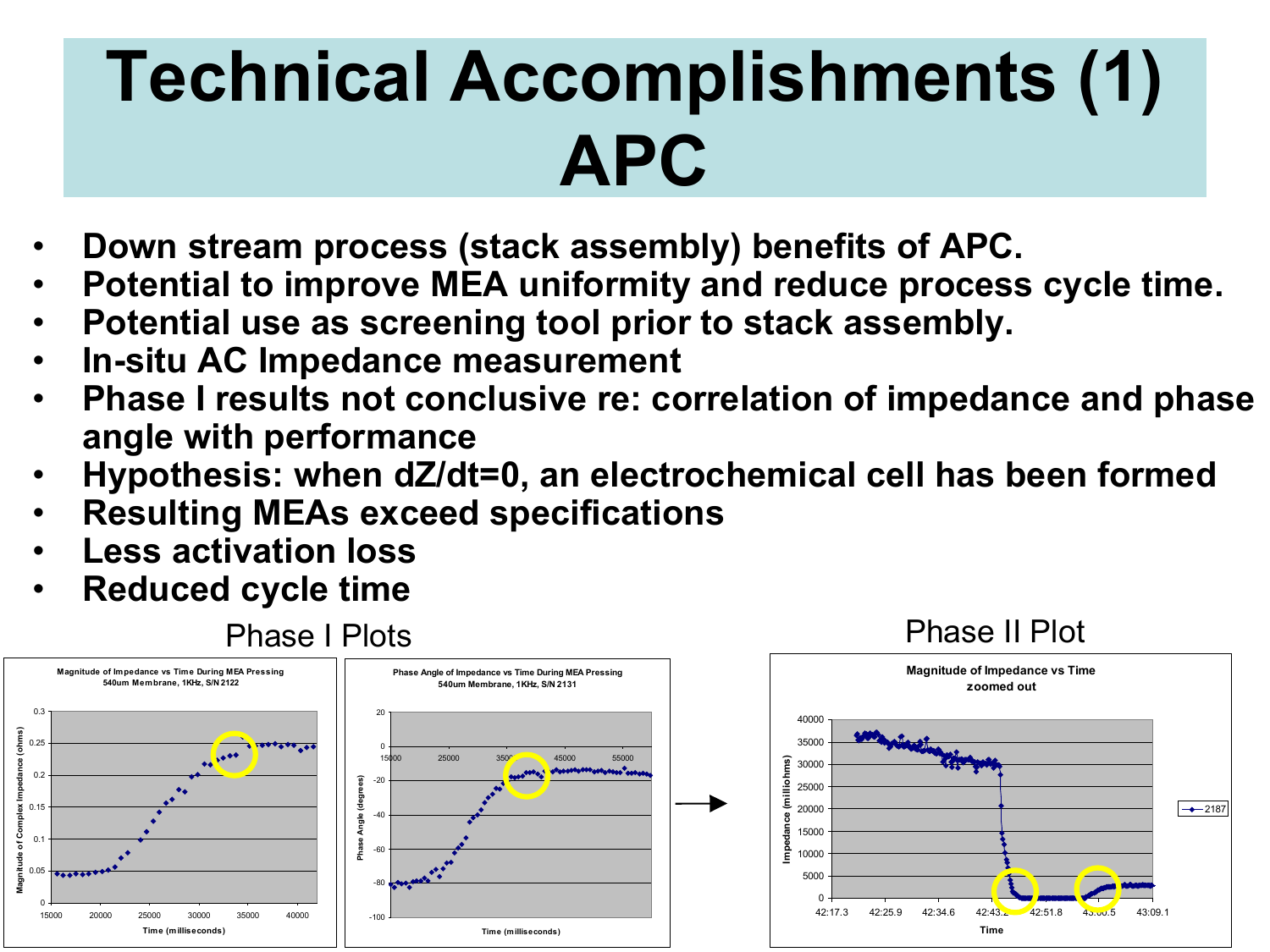# Technical Accomplishments (1) APC

- Down stream process (stack assembly) benefits of APC.
- Potential to improve MEA uniformity and reduce process cycle time.
- Potential use as screening tool prior to stack assembly.
- In-situ AC Impedance measurement
- Phase I results not conclusive re: correlation of impedance and phase angle with performance
- Hypothesis: when $dZ/dt=0$, an electrochemical cell has been formed
- Resulting MEAs exceed specifications
- Less activation loss
- Reduced cycle time

Phase I Plots

Magnitude of Impedance vs Time During MEA Pressing
540um Membrane, 1KHz, S/N 2122

Phase Angle of Impedance vs Time During MEA Pressing
540um Membrane, 1KHz, S/N 2131

Phase II Plot

Magnitude of Impedance vs Time
zoomed out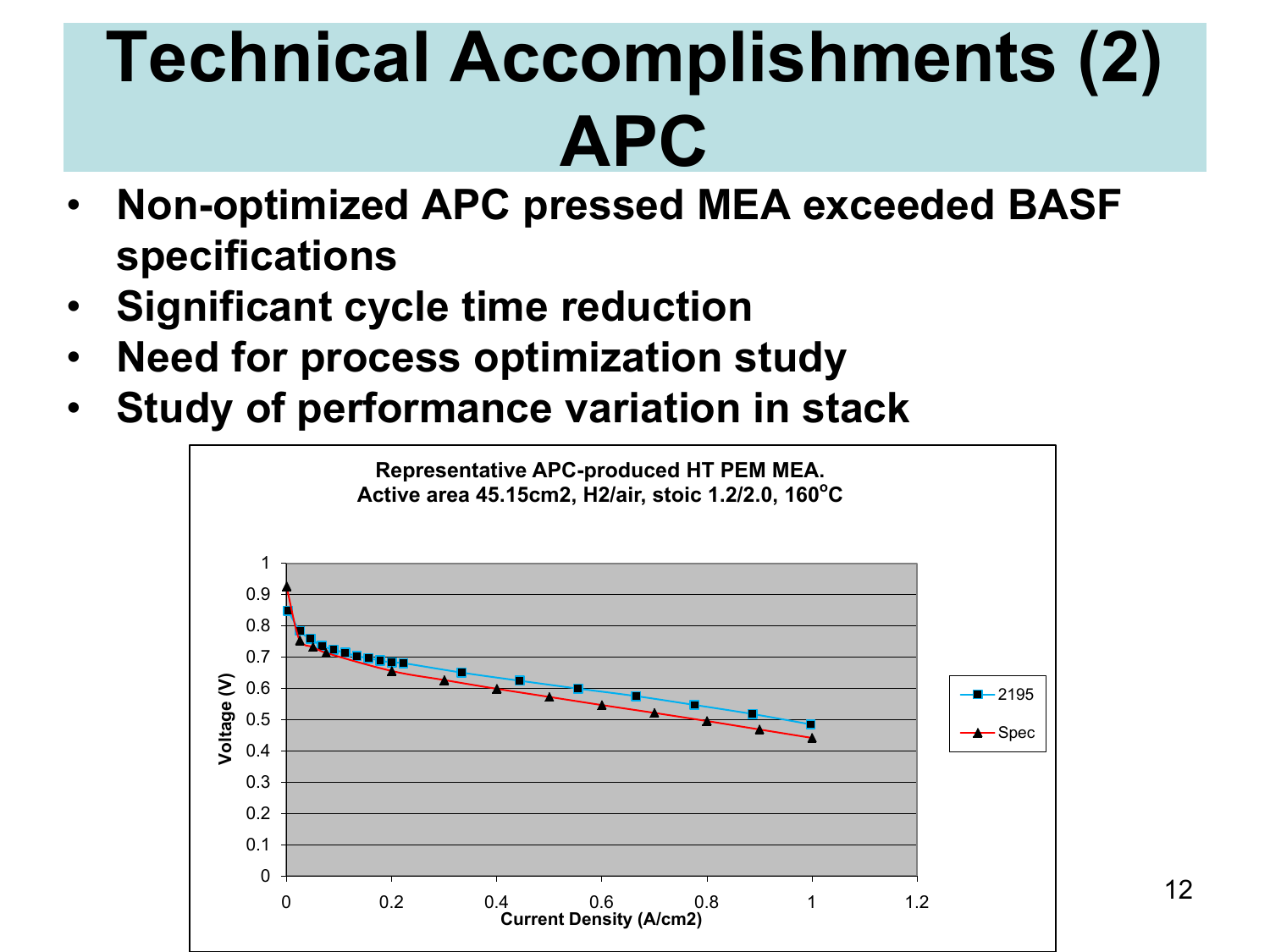# Technical Accomplishments (2) APC

- **Non-optimized APC pressed MEA exceeded BASF specifications**
- **Significant cycle time reduction**
- **Need for process optimization study**
- **Study of performance variation in stack**

**Representative APC-produced HT PEM MEA.**
**Active area 45.15cm2, H2/air, stoic 1.2/2.0, 160°C**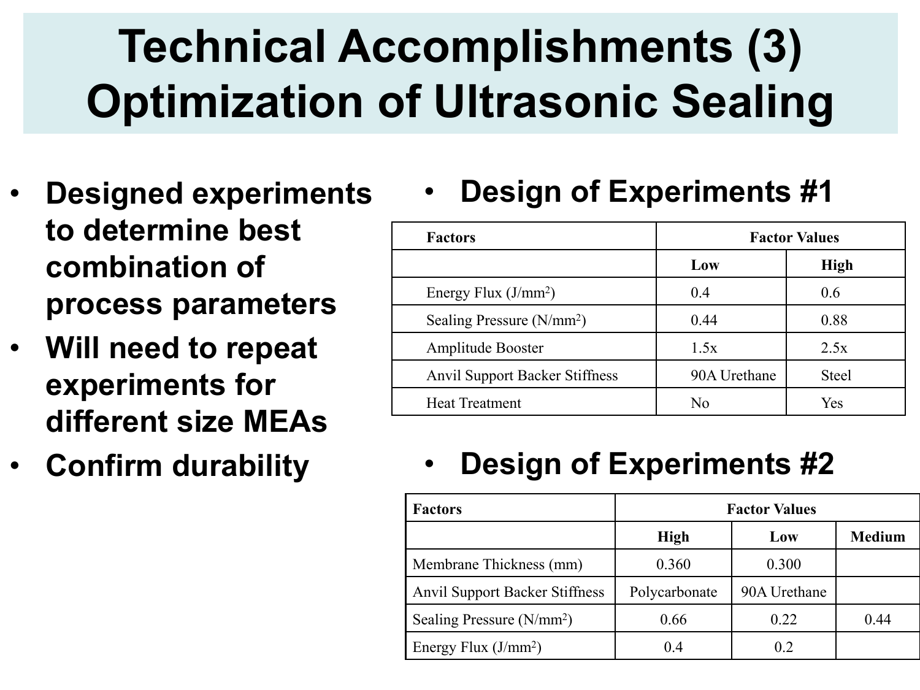# Technical Accomplishments (3) Optimization of Ultrasonic Sealing

- **Designed experiments to determine best combination of process parameters**
- **Will need to repeat experiments for different size MEAs**
- **Confirm durability**

- **Design of Experiments #1**

| Factors | Factor Values | |
|---|---|---|
| | Low | High |
| Energy Flux (J/mm$^2$) | 0.4 | 0.6 |
| Sealing Pressure (N/mm$^2$) | 0.44 | 0.88 |
| Amplitude Booster | 1.5x | 2.5x |
| Anvil Support Backer Stiffness | 90A Urethane | Steel |
| Heat Treatment | No | Yes |

- **Design of Experiments #2**

| Factors | Factor Values | | |
|---|---|---|---|
| | High | Low | Medium |
| Membrane Thickness (mm) | 0.360 | 0.300 | |
| Anvil Support Backer Stiffness | Polycarbonate | 90A Urethane | |
| Sealing Pressure (N/mm$^2$) | 0.66 | 0.22 | 0.44 |
| Energy Flux (J/mm$^2$) | 0.4 | 0.2 | |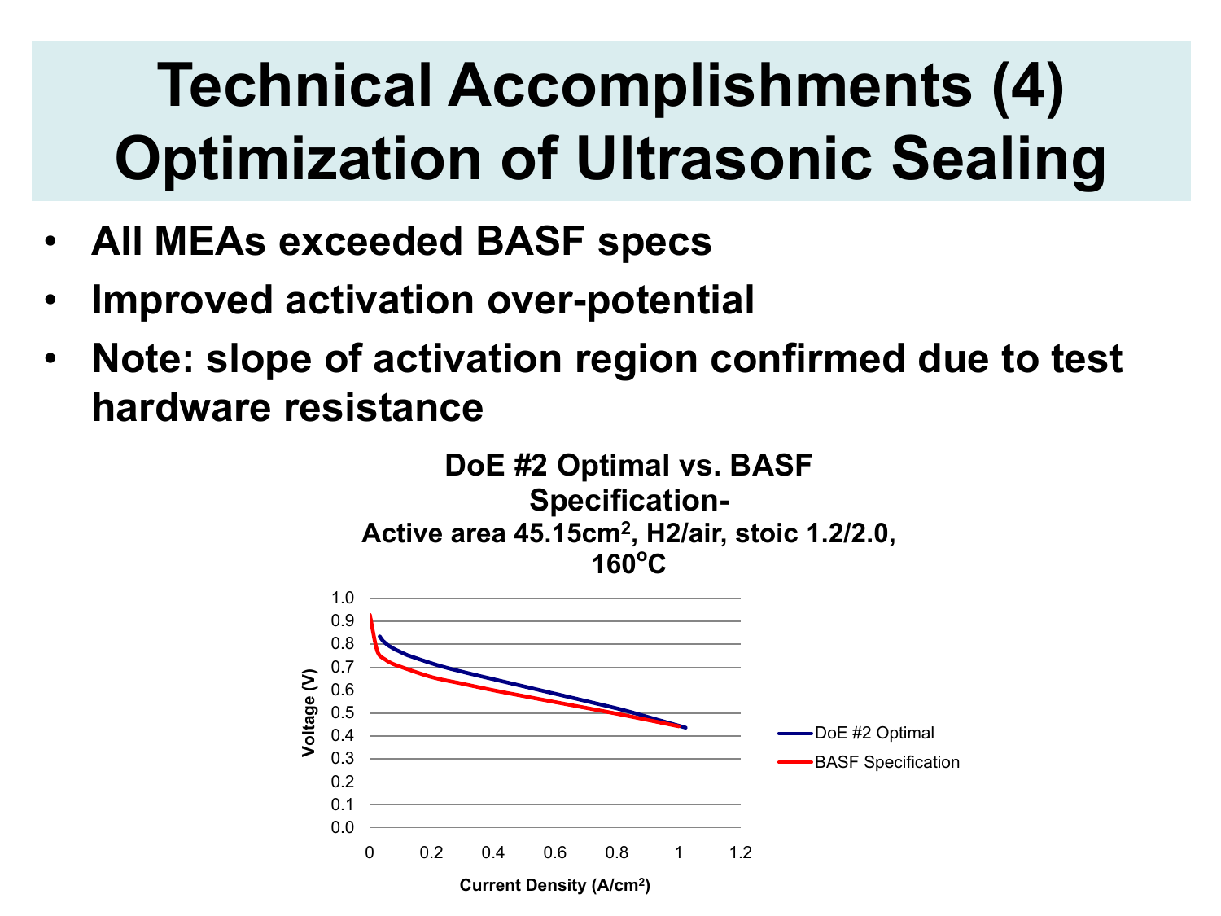# Technical Accomplishments (4) Optimization of Ultrasonic Sealing

- **All MEAs exceeded BASF specs**
- **Improved activation over-potential**
- **Note: slope of activation region confirmed due to test hardware resistance**

**DoE #2 Optimal vs. BASF Specification- Active area 45.15cm$^2$, H2/air, stoic 1.2/2.0, 160$^o$C**

Voltage (V)

1.0
0.9
0.8
0.7
0.6
0.5
0.4
0.3
0.2
0.1
0.0

0 0.2 0.4 0.6 0.8 1 1.2

Current Density (A/cm$^2$)

DoE #2 Optimal

BASF Specification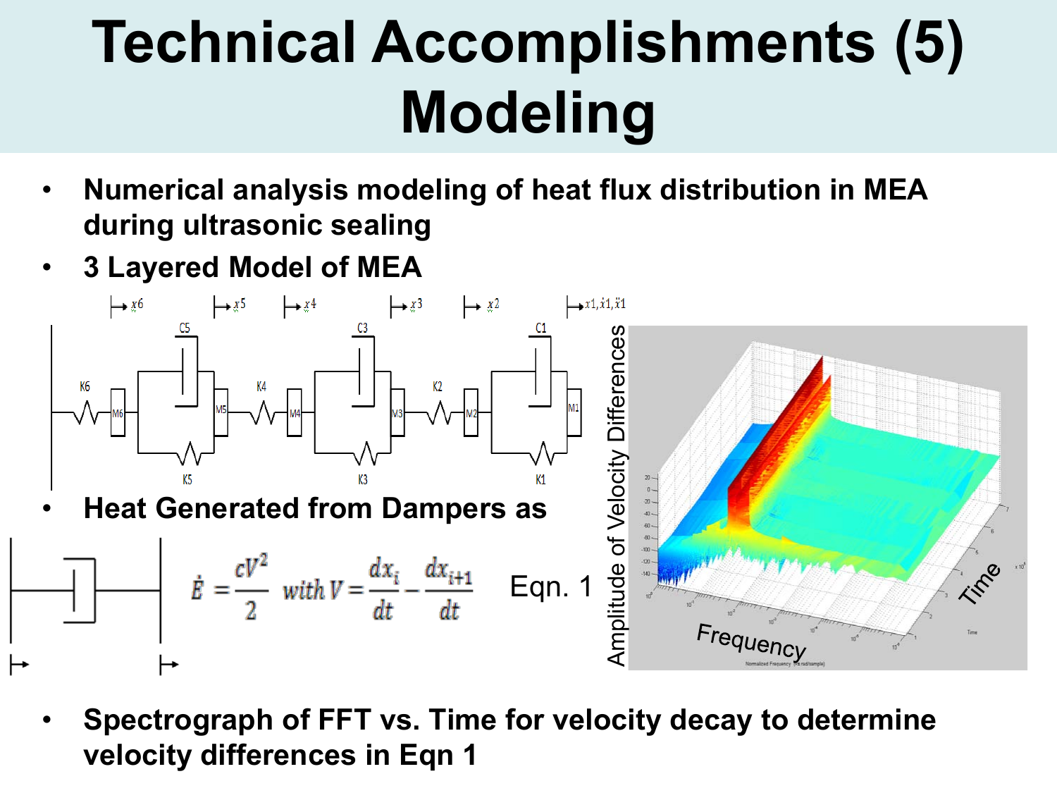# Technical Accomplishments (5) Modeling

- **Numerical analysis modeling of heat flux distribution in MEA during ultrasonic sealing**
- **3 Layered Model of MEA**
- **Heat Generated from Dampers as**

$$\dot{E} = \frac{cV^2}{2} \quad with\ V = \frac{dx_i}{dt} - \frac{dx_{i+1}}{dt} \qquad \text{Eqn. 1}$$

- **Spectrograph of FFT vs. Time for velocity decay to determine velocity differences in Eqn 1**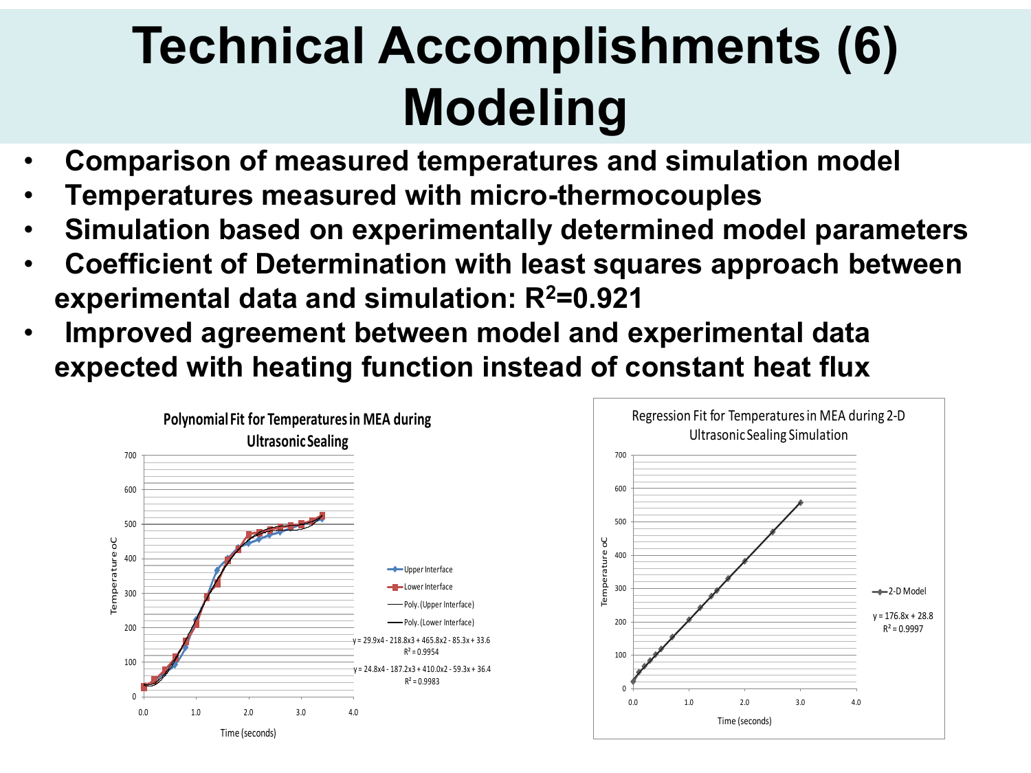# Technical Accomplishments (6) Modeling

- **Comparison of measured temperatures and simulation model**
- **Temperatures measured with micro-thermocouples**
- **Simulation based on experimentally determined model parameters**
- **Coefficient of Determination with least squares approach between experimental data and simulation: $R^2$=0.921**
- **Improved agreement between model and experimental data expected with heating function instead of constant heat flux**

**Polynomial Fit for Temperatures in MEA during Ultrasonic Sealing**

Upper Interface; Lower Interface; Poly. (Upper Interface); Poly. (Lower Interface)

$y = 29.9x^4 - 218.8x^3 + 465.8x^2 - 85.3x + 33.6$, $R^2 = 0.9954$

$y = 24.8x^4 - 187.2x^3 + 410.0x^2 - 59.3x + 36.4$, $R^2 = 0.9983$

Temperature oC vs. Time (seconds)

**Regression Fit for Temperatures in MEA during 2-D Ultrasonic Sealing Simulation**

2-D Model

$y = 176.8x + 28.8$, $R^2 = 0.9997$

Temperature oC vs. Time (seconds)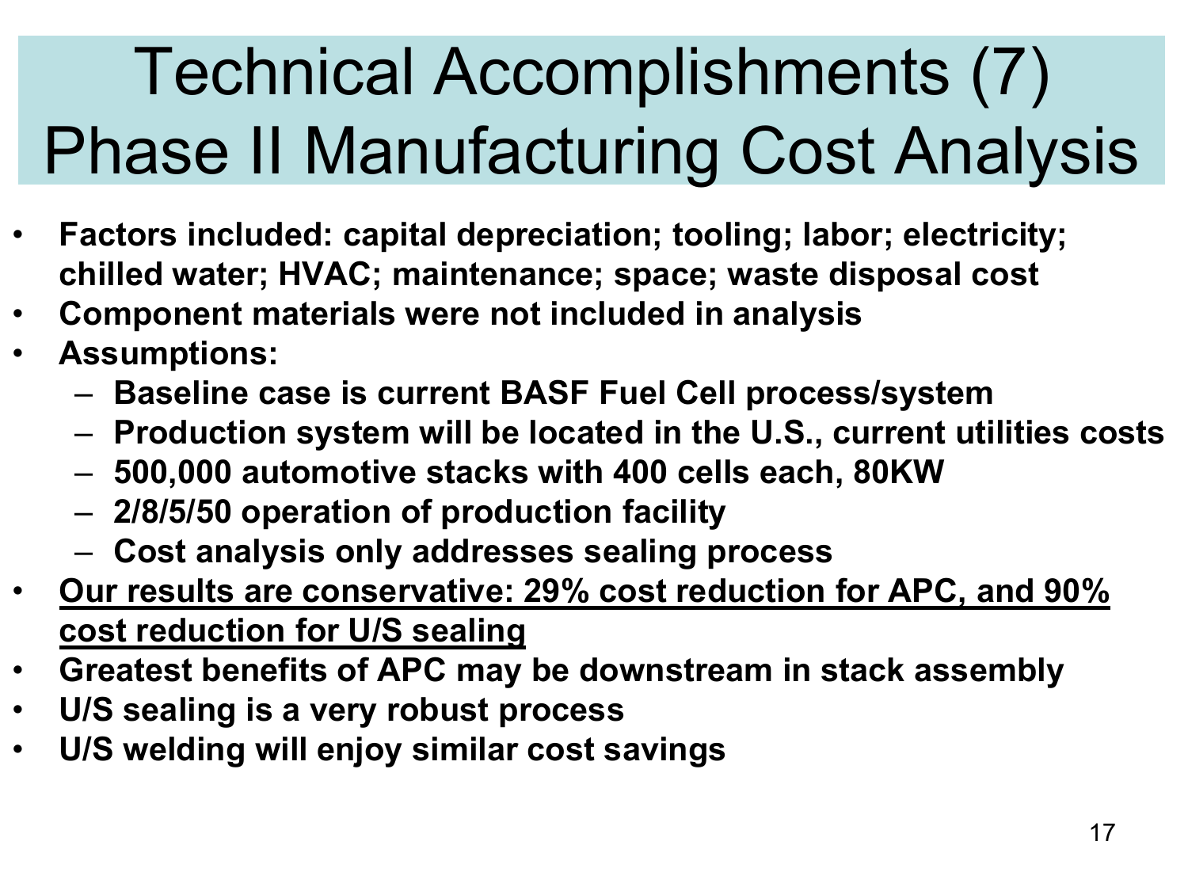# Technical Accomplishments (7) Phase II Manufacturing Cost Analysis

- **Factors included: capital depreciation; tooling; labor; electricity; chilled water; HVAC; maintenance; space; waste disposal cost**
- **Component materials were not included in analysis**
- **Assumptions:**
  - **Baseline case is current BASF Fuel Cell process/system**
  - **Production system will be located in the U.S., current utilities costs**
  - **500,000 automotive stacks with 400 cells each, 80KW**
  - **2/8/5/50 operation of production facility**
  - **Cost analysis only addresses sealing process**
- **<u>Our results are conservative: 29% cost reduction for APC, and 90% cost reduction for U/S sealing</u>**
- **Greatest benefits of APC may be downstream in stack assembly**
- **U/S sealing is a very robust process**
- **U/S welding will enjoy similar cost savings**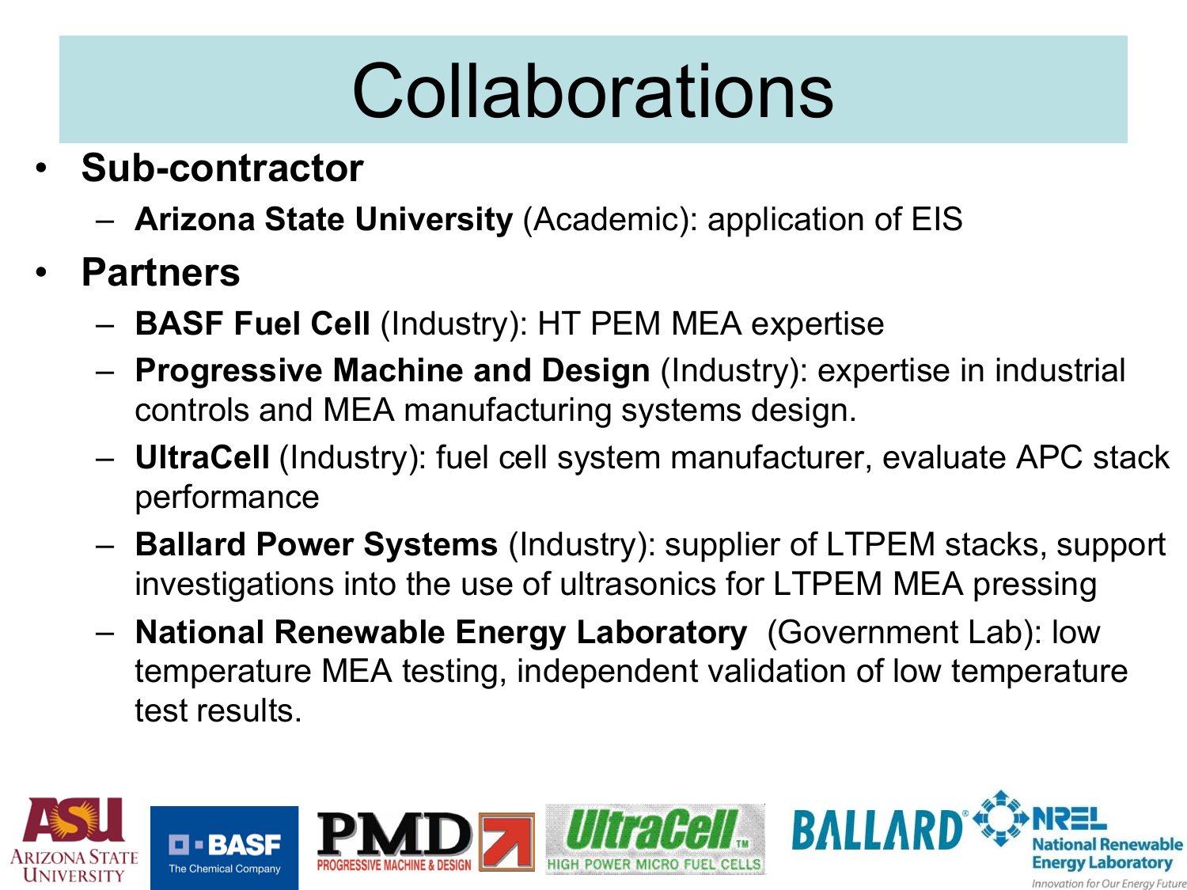# Collaborations

- **Sub-contractor**
  - **Arizona State University** (Academic): application of EIS
- **Partners**
  - **BASF Fuel Cell** (Industry): HT PEM MEA expertise
  - **Progressive Machine and Design** (Industry): expertise in industrial controls and MEA manufacturing systems design.
  - **UltraCell** (Industry): fuel cell system manufacturer, evaluate APC stack performance
  - **Ballard Power Systems** (Industry): supplier of LTPEM stacks, support investigations into the use of ultrasonics for LTPEM MEA pressing
  - **National Renewable Energy Laboratory** (Government Lab): low temperature MEA testing, independent validation of low temperature test results.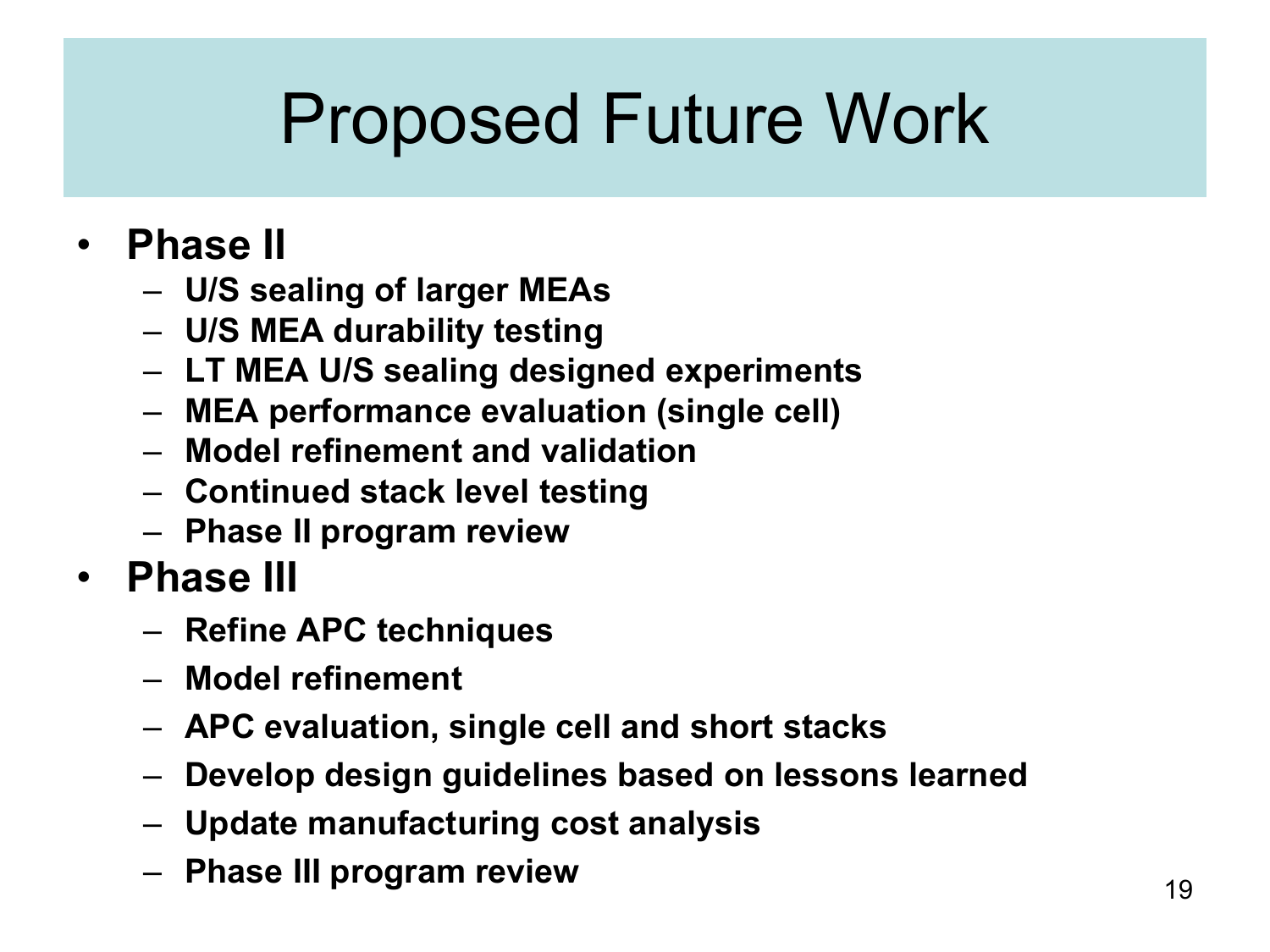# Proposed Future Work

- **Phase II**
  - **U/S sealing of larger MEAs**
  - **U/S MEA durability testing**
  - **LT MEA U/S sealing designed experiments**
  - **MEA performance evaluation (single cell)**
  - **Model refinement and validation**
  - **Continued stack level testing**
  - **Phase II program review**
- **Phase III**
  - **Refine APC techniques**
  - **Model refinement**
  - **APC evaluation, single cell and short stacks**
  - **Develop design guidelines based on lessons learned**
  - **Update manufacturing cost analysis**
  - **Phase III program review**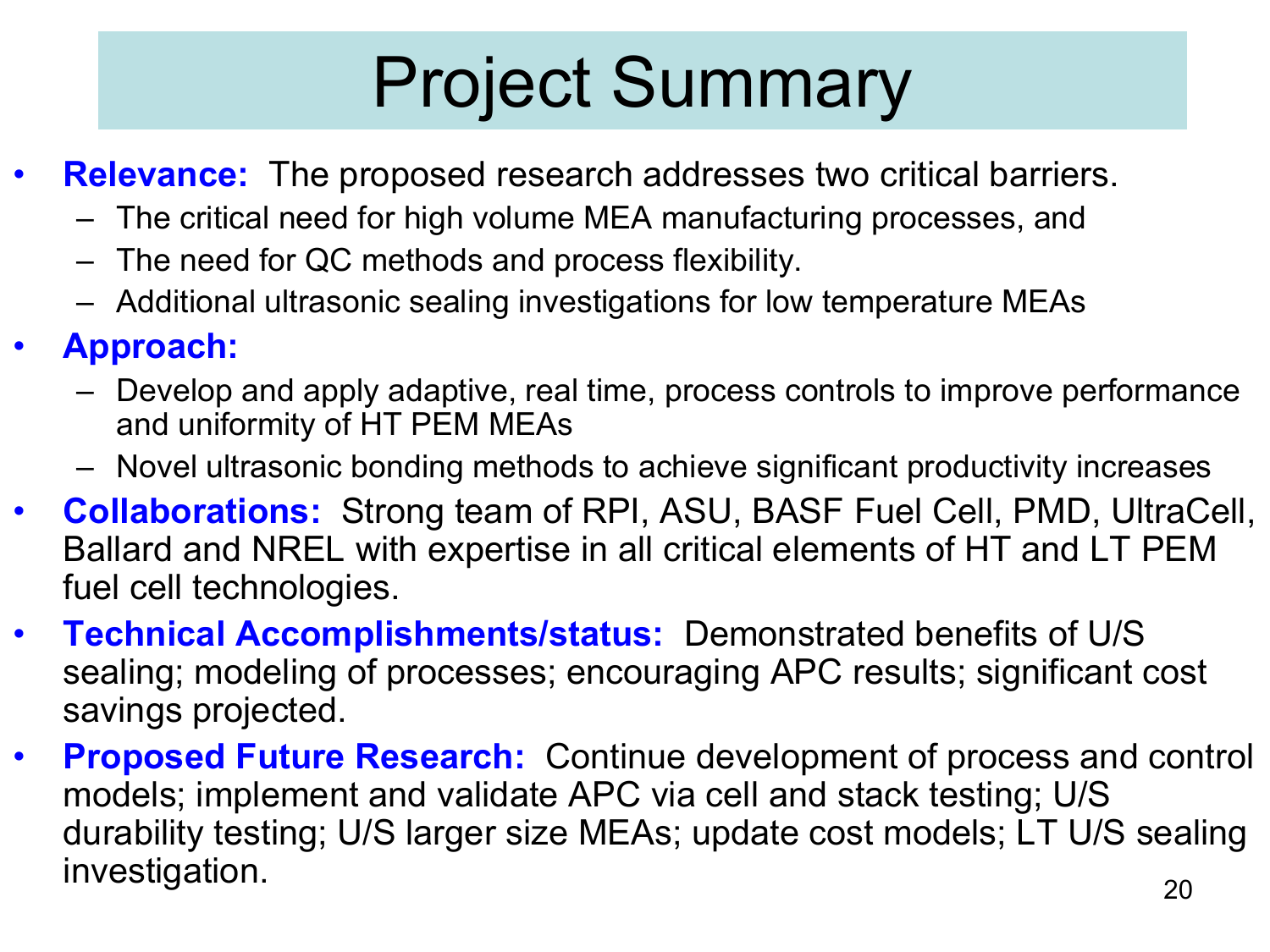# Project Summary

- **Relevance:** The proposed research addresses two critical barriers.
  - The critical need for high volume MEA manufacturing processes, and
  - The need for QC methods and process flexibility.
  - Additional ultrasonic sealing investigations for low temperature MEAs
- **Approach:**
  - Develop and apply adaptive, real time, process controls to improve performance and uniformity of HT PEM MEAs
  - Novel ultrasonic bonding methods to achieve significant productivity increases
- **Collaborations:** Strong team of RPI, ASU, BASF Fuel Cell, PMD, UltraCell, Ballard and NREL with expertise in all critical elements of HT and LT PEM fuel cell technologies.
- **Technical Accomplishments/status:** Demonstrated benefits of U/S sealing; modeling of processes; encouraging APC results; significant cost savings projected.
- **Proposed Future Research:** Continue development of process and control models; implement and validate APC via cell and stack testing; U/S durability testing; U/S larger size MEAs; update cost models; LT U/S sealing investigation.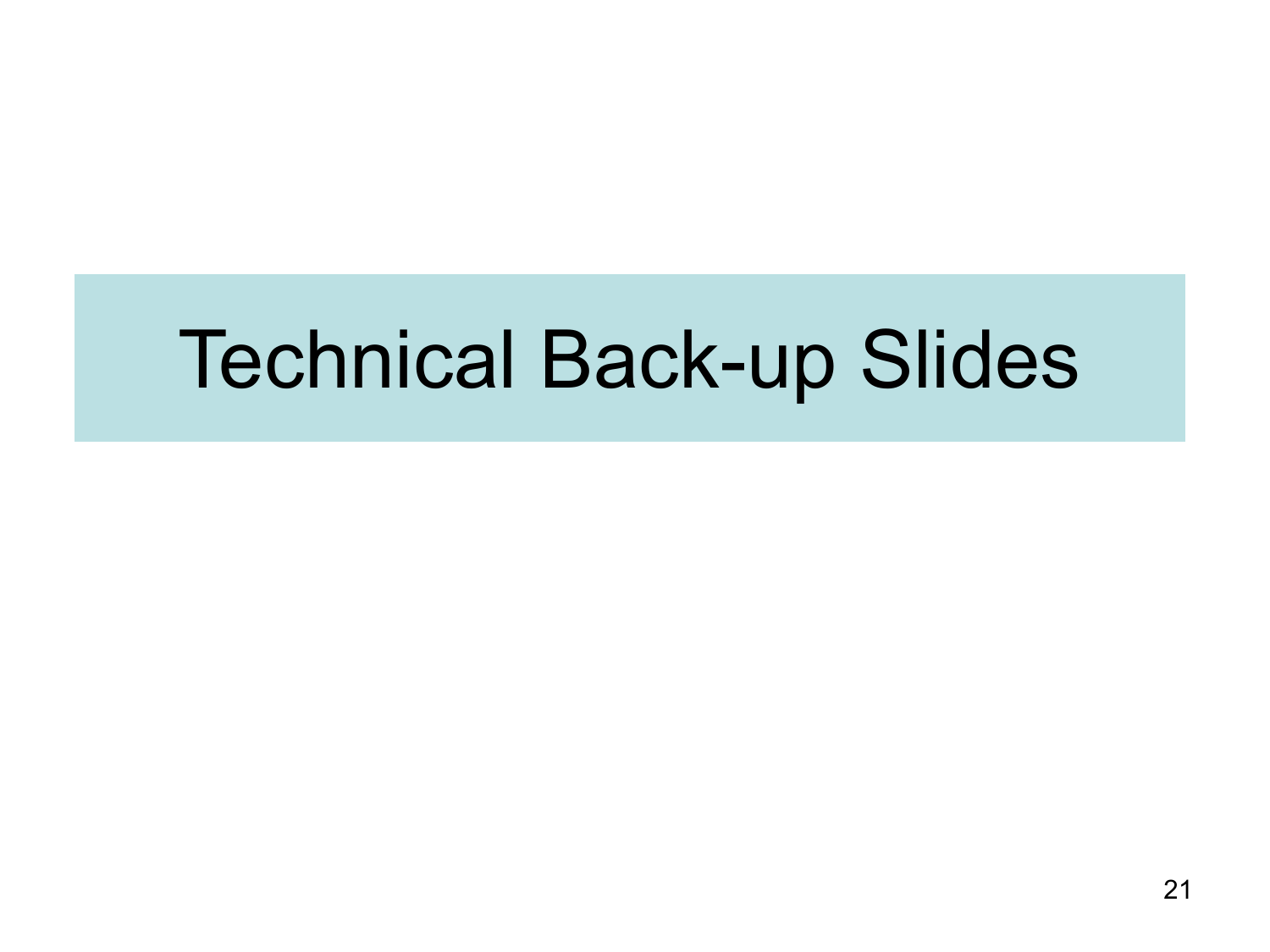# Technical Back-up Slides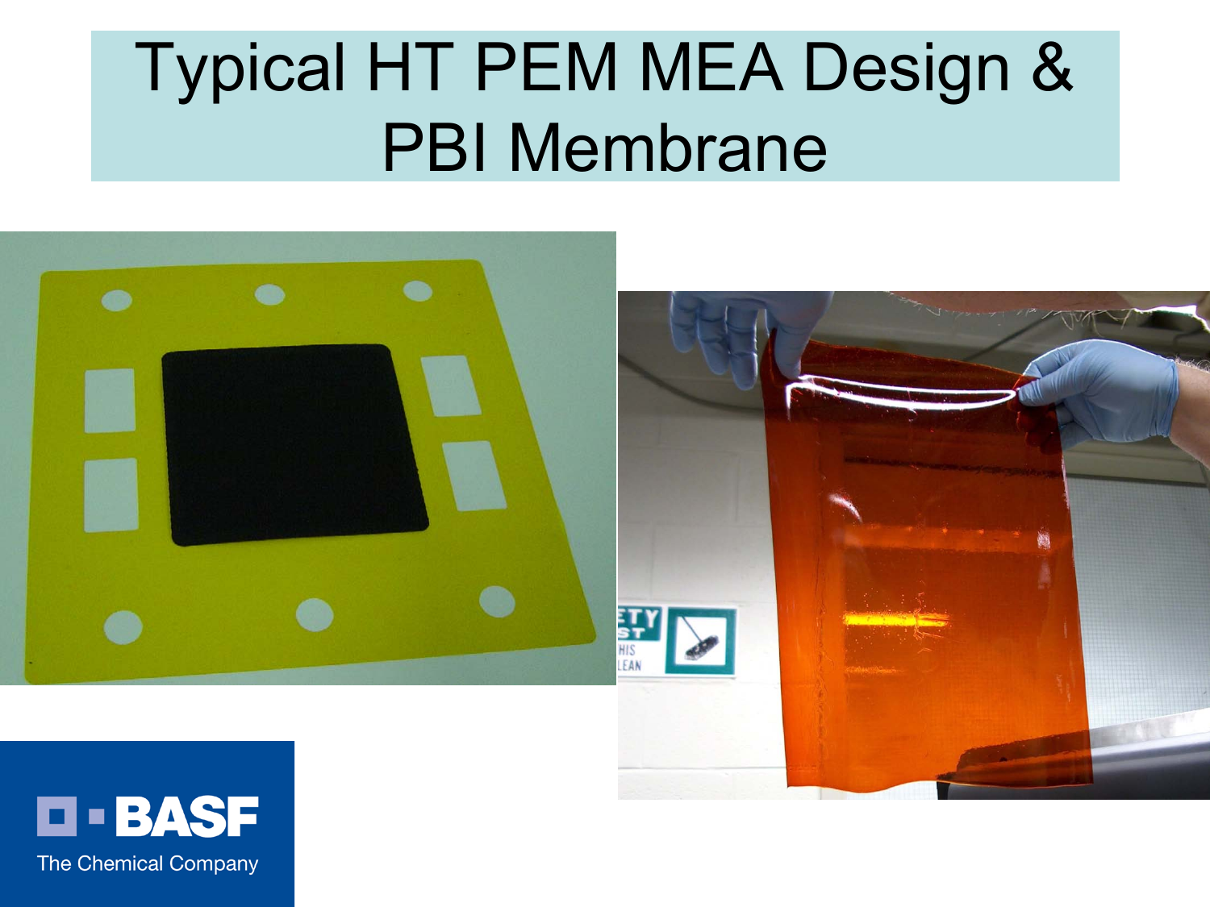# Typical HT PEM MEA Design & PBI Membrane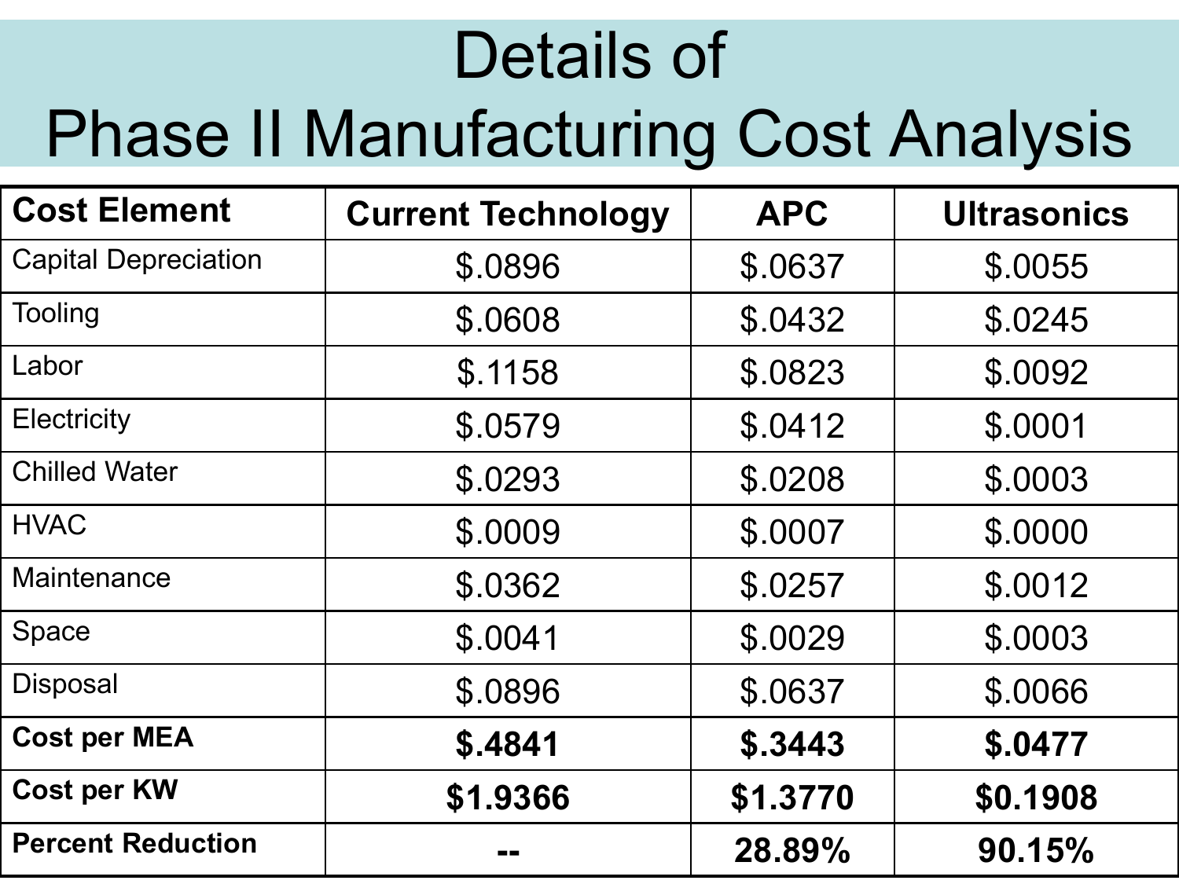# Details of Phase II Manufacturing Cost Analysis

| Cost Element | Current Technology | APC | Ultrasonics |
|---|---|---|---|
| Capital Depreciation | $.0896 | $.0637 | $.0055 |
| Tooling | $.0608 | $.0432 | $.0245 |
| Labor | $.1158 | $.0823 | $.0092 |
| Electricity | $.0579 | $.0412 | $.0001 |
| Chilled Water | $.0293 | $.0208 | $.0003 |
| HVAC | $.0009 | $.0007 | $.0000 |
| Maintenance | $.0362 | $.0257 | $.0012 |
| Space | $.0041 | $.0029 | $.0003 |
| Disposal | $.0896 | $.0637 | $.0066 |
| **Cost per MEA** | **$.4841** | **$.3443** | **$.0477** |
| **Cost per KW** | **$1.9366** | **$1.3770** | **$0.1908** |
| **Percent Reduction** | **--** | **28.89%** | **90.15%** |